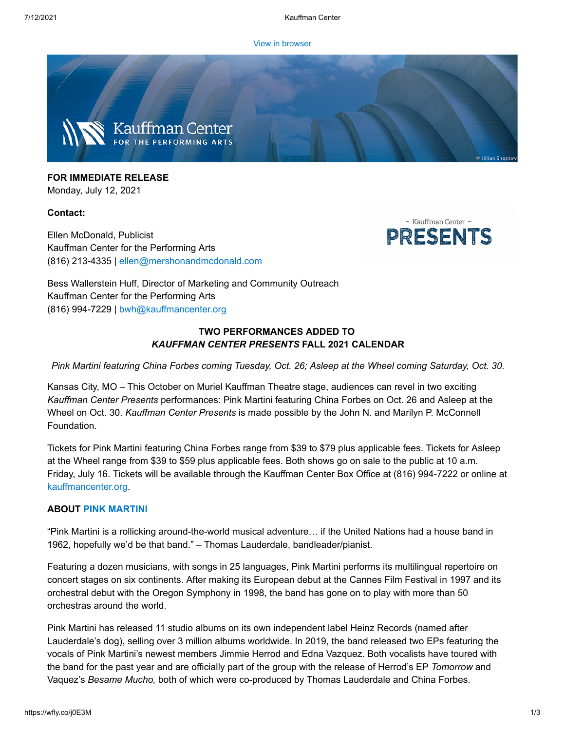View in browser

**FOR IMMEDIATE RELEASE**
Monday, July 12, 2021

**Contact:**

Ellen McDonald, Publicist
Kauffman Center for the Performing Arts
(816) 213-4335 | ellen@mershonandmcdonald.com

Bess Wallerstein Huff, Director of Marketing and Community Outreach
Kauffman Center for the Performing Arts
(816) 994-7229 | bwh@kauffmancenter.org

## TWO PERFORMANCES ADDED TO *KAUFFMAN CENTER PRESENTS* FALL 2021 CALENDAR

*Pink Martini featuring China Forbes coming Tuesday, Oct. 26; Asleep at the Wheel coming Saturday, Oct. 30.*

Kansas City, MO – This October on Muriel Kauffman Theatre stage, audiences can revel in two exciting *Kauffman Center Presents* performances: Pink Martini featuring China Forbes on Oct. 26 and Asleep at the Wheel on Oct. 30. *Kauffman Center Presents* is made possible by the John N. and Marilyn P. McConnell Foundation.

Tickets for Pink Martini featuring China Forbes range from $39 to $79 plus applicable fees. Tickets for Asleep at the Wheel range from $39 to $59 plus applicable fees. Both shows go on sale to the public at 10 a.m. Friday, July 16. Tickets will be available through the Kauffman Center Box Office at (816) 994-7222 or online at kauffmancenter.org.

**ABOUT PINK MARTINI**

“Pink Martini is a rollicking around-the-world musical adventure… if the United Nations had a house band in 1962, hopefully we’d be that band.” – Thomas Lauderdale, bandleader/pianist.

Featuring a dozen musicians, with songs in 25 languages, Pink Martini performs its multilingual repertoire on concert stages on six continents. After making its European debut at the Cannes Film Festival in 1997 and its orchestral debut with the Oregon Symphony in 1998, the band has gone on to play with more than 50 orchestras around the world.

Pink Martini has released 11 studio albums on its own independent label Heinz Records (named after Lauderdale’s dog), selling over 3 million albums worldwide. In 2019, the band released two EPs featuring the vocals of Pink Martini’s newest members Jimmie Herrod and Edna Vazquez. Both vocalists have toured with the band for the past year and are officially part of the group with the release of Herrod’s EP *Tomorrow* and Vaquez’s *Besame Mucho,* both of which were co-produced by Thomas Lauderdale and China Forbes.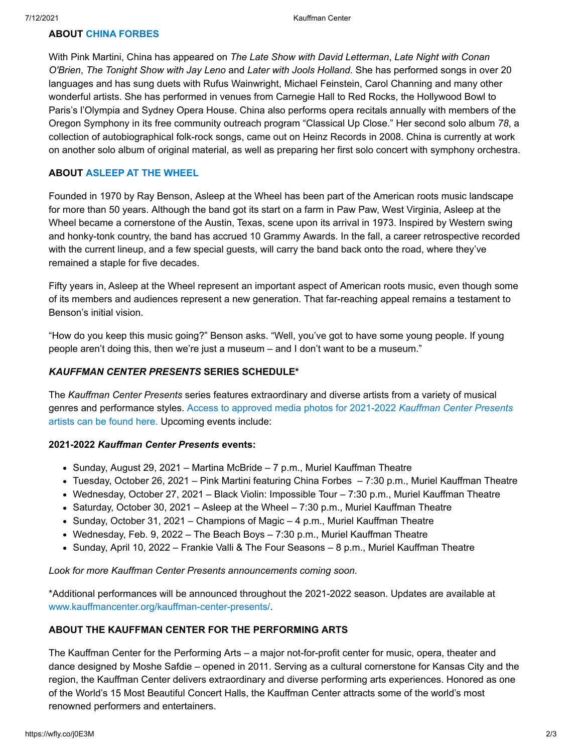### ABOUT CHINA FORBES

With Pink Martini, China has appeared on *The Late Show with David Letterman*, *Late Night with Conan O'Brien*, *The Tonight Show with Jay Leno* and *Later with Jools Holland*. She has performed songs in over 20 languages and has sung duets with Rufus Wainwright, Michael Feinstein, Carol Channing and many other wonderful artists. She has performed in venues from Carnegie Hall to Red Rocks, the Hollywood Bowl to Paris's l'Olympia and Sydney Opera House. China also performs opera recitals annually with members of the Oregon Symphony in its free community outreach program "Classical Up Close." Her second solo album *78*, a collection of autobiographical folk-rock songs, came out on Heinz Records in 2008. China is currently at work on another solo album of original material, as well as preparing her first solo concert with symphony orchestra.

### ABOUT ASLEEP AT THE WHEEL

Founded in 1970 by Ray Benson, Asleep at the Wheel has been part of the American roots music landscape for more than 50 years. Although the band got its start on a farm in Paw Paw, West Virginia, Asleep at the Wheel became a cornerstone of the Austin, Texas, scene upon its arrival in 1973. Inspired by Western swing and honky-tonk country, the band has accrued 10 Grammy Awards. In the fall, a career retrospective recorded with the current lineup, and a few special guests, will carry the band back onto the road, where they've remained a staple for five decades.

Fifty years in, Asleep at the Wheel represent an important aspect of American roots music, even though some of its members and audiences represent a new generation. That far-reaching appeal remains a testament to Benson's initial vision.

"How do you keep this music going?" Benson asks. "Well, you've got to have some young people. If young people aren't doing this, then we're just a museum – and I don't want to be a museum."

### *KAUFFMAN CENTER PRESENTS* SERIES SCHEDULE*

The *Kauffman Center Presents* series features extraordinary and diverse artists from a variety of musical genres and performance styles. Access to approved media photos for 2021-2022 *Kauffman Center Presents* artists can be found here. Upcoming events include:

**2021-2022 *Kauffman Center Presents* events:**

- Sunday, August 29, 2021 – Martina McBride – 7 p.m., Muriel Kauffman Theatre
- Tuesday, October 26, 2021 – Pink Martini featuring China Forbes – 7:30 p.m., Muriel Kauffman Theatre
- Wednesday, October 27, 2021 – Black Violin: Impossible Tour – 7:30 p.m., Muriel Kauffman Theatre
- Saturday, October 30, 2021 – Asleep at the Wheel – 7:30 p.m., Muriel Kauffman Theatre
- Sunday, October 31, 2021 – Champions of Magic – 4 p.m., Muriel Kauffman Theatre
- Wednesday, Feb. 9, 2022 – The Beach Boys – 7:30 p.m., Muriel Kauffman Theatre
- Sunday, April 10, 2022 – Frankie Valli & The Four Seasons – 8 p.m., Muriel Kauffman Theatre

*Look for more Kauffman Center Presents announcements coming soon.*

*Additional performances will be announced throughout the 2021-2022 season. Updates are available at www.kauffmancenter.org/kauffman-center-presents/.

### ABOUT THE KAUFFMAN CENTER FOR THE PERFORMING ARTS

The Kauffman Center for the Performing Arts – a major not-for-profit center for music, opera, theater and dance designed by Moshe Safdie – opened in 2011. Serving as a cultural cornerstone for Kansas City and the region, the Kauffman Center delivers extraordinary and diverse performing arts experiences. Honored as one of the World's 15 Most Beautiful Concert Halls, the Kauffman Center attracts some of the world's most renowned performers and entertainers.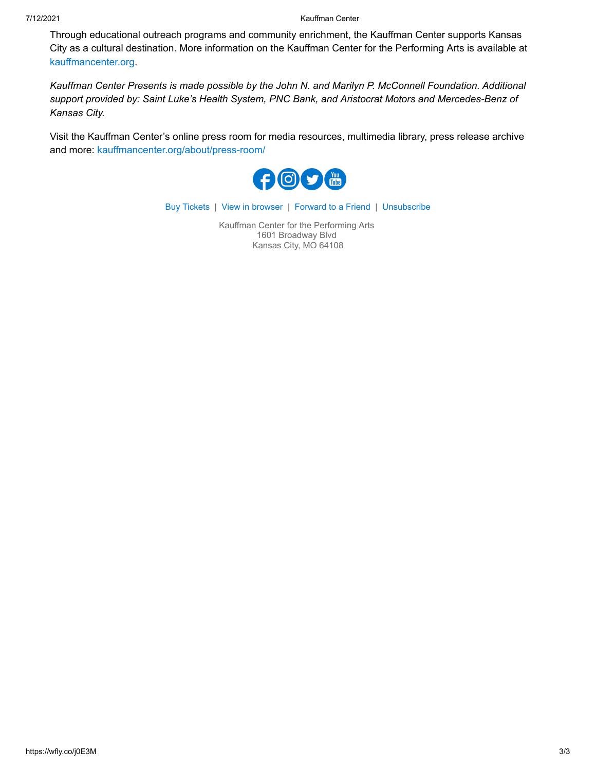Through educational outreach programs and community enrichment, the Kauffman Center supports Kansas City as a cultural destination. More information on the Kauffman Center for the Performing Arts is available at kauffmancenter.org.

*Kauffman Center Presents is made possible by the John N. and Marilyn P. McConnell Foundation. Additional support provided by: Saint Luke's Health System, PNC Bank, and Aristocrat Motors and Mercedes-Benz of Kansas City.*

Visit the Kauffman Center's online press room for media resources, multimedia library, press release archive and more: kauffmancenter.org/about/press-room/

Buy Tickets | View in browser | Forward to a Friend | Unsubscribe

Kauffman Center for the Performing Arts
1601 Broadway Blvd
Kansas City, MO 64108